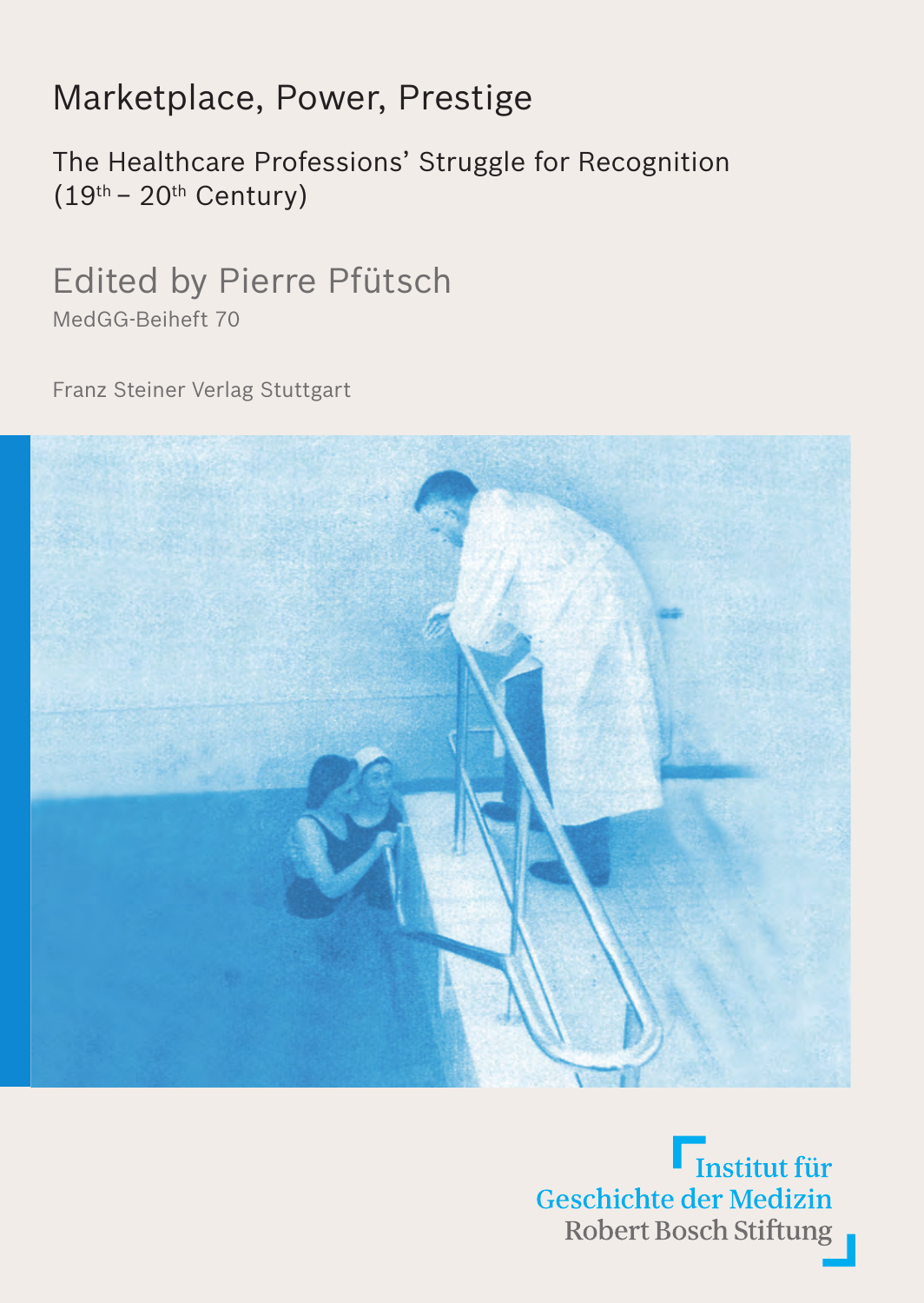# Marketplace, Power, Prestige

## The Healthcare Professions' Struggle for Recognition (19th – 20th Century)

Edited by Pierre Pfütsch

MedGG-Beiheft 70

Franz Steiner Verlag Stuttgart

Institut für
Geschichte der Medizin
Robert Bosch Stiftung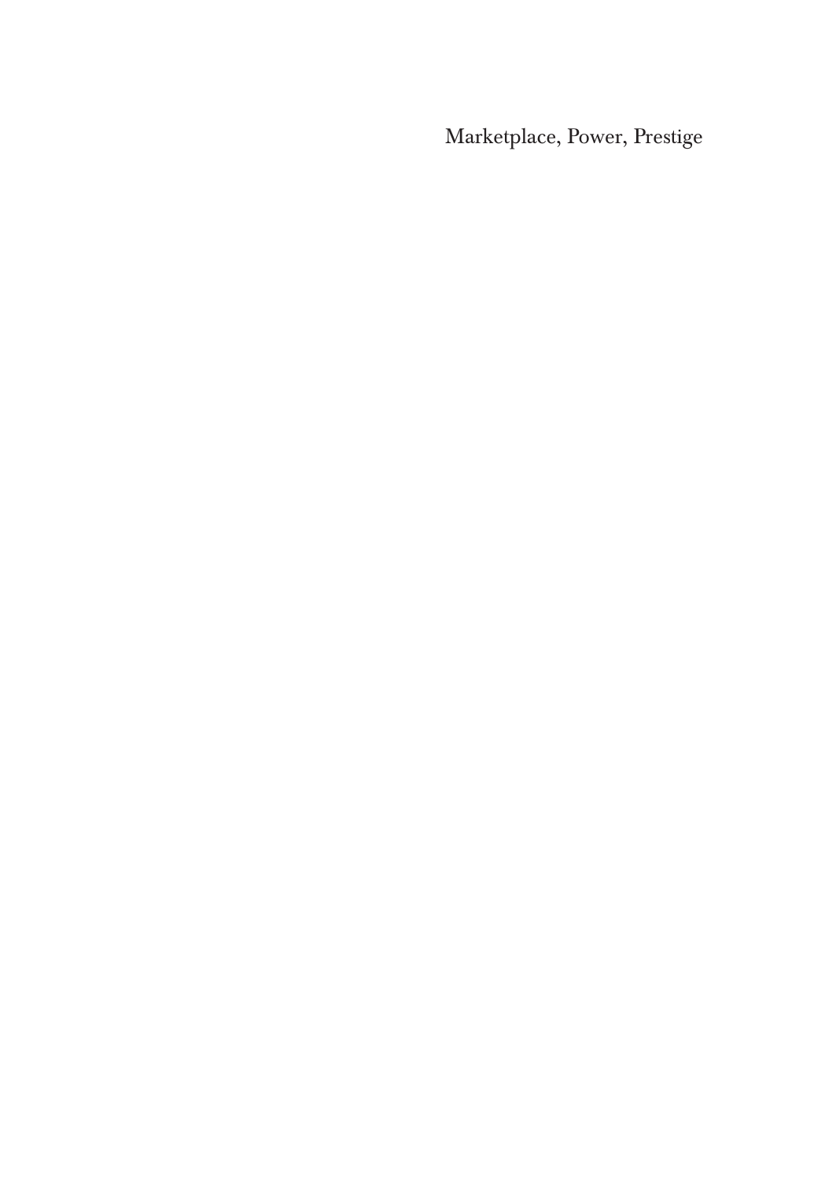Marketplace, Power, Prestige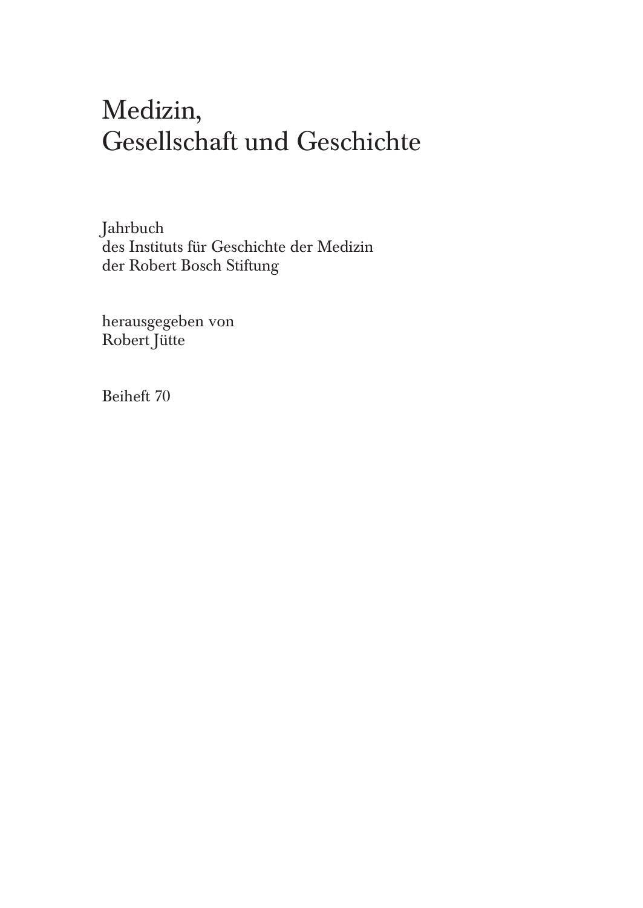# Medizin, Gesellschaft und Geschichte

Jahrbuch
des Instituts für Geschichte der Medizin
der Robert Bosch Stiftung

herausgegeben von
Robert Jütte

Beiheft 70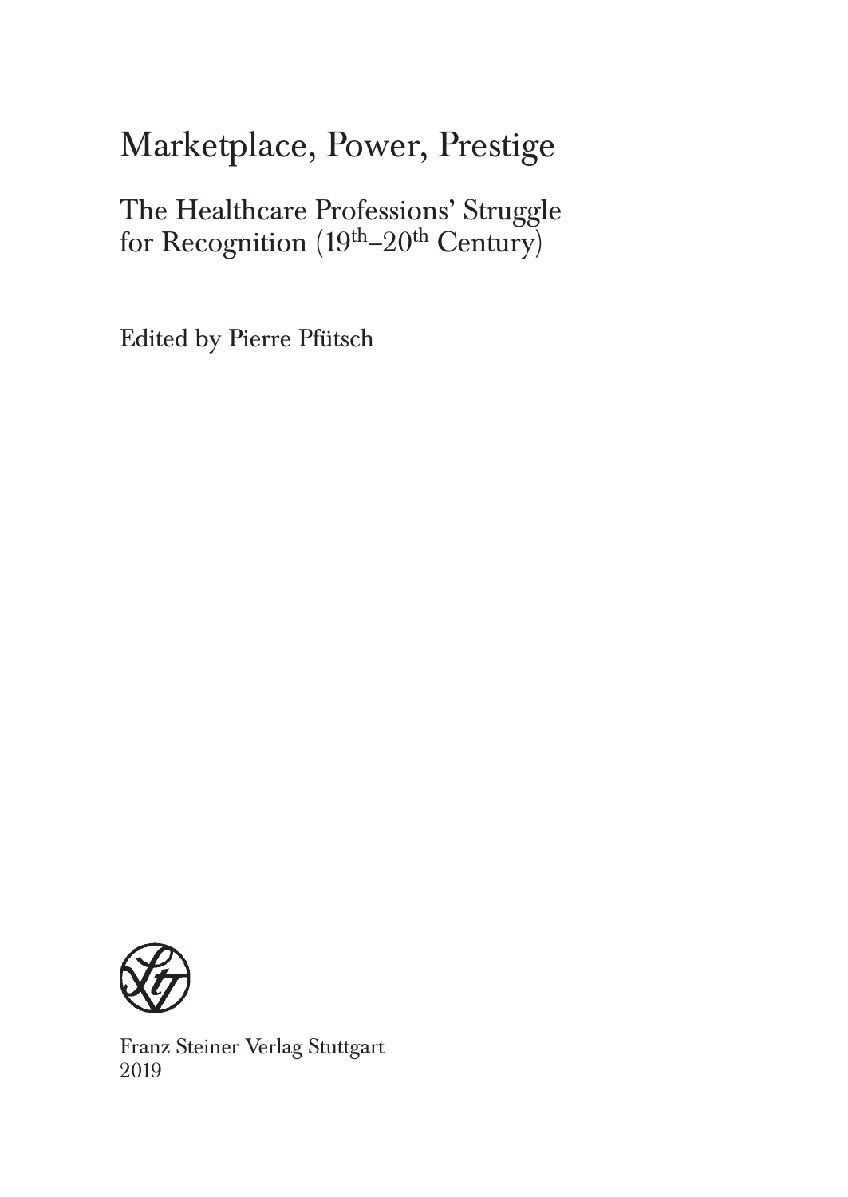# Marketplace, Power, Prestige

## The Healthcare Professions' Struggle for Recognition ($19^{th}$–$20^{th}$ Century)

Edited by Pierre Pfütsch

Franz Steiner Verlag Stuttgart
2019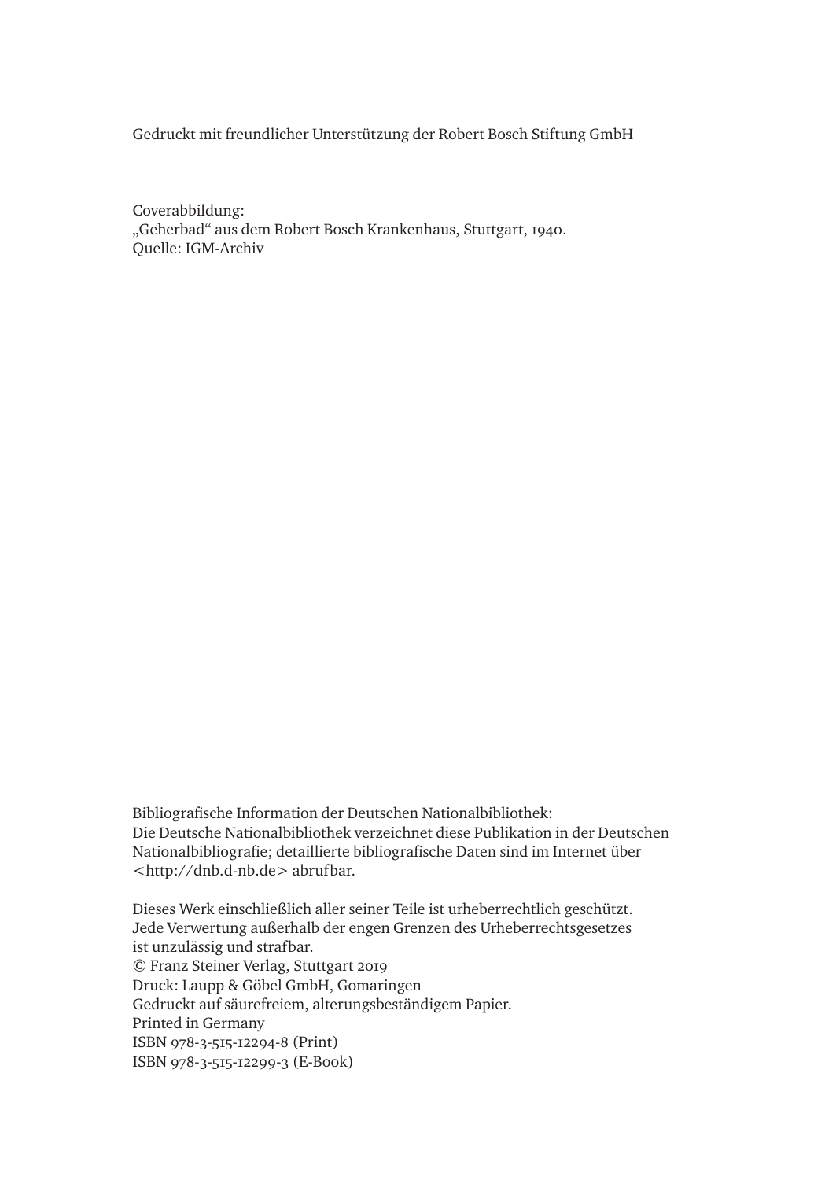Gedruckt mit freundlicher Unterstützung der Robert Bosch Stiftung GmbH

Coverabbildung:
„Geherbad“ aus dem Robert Bosch Krankenhaus, Stuttgart, 1940.
Quelle: IGM-Archiv

Bibliografische Information der Deutschen Nationalbibliothek:
Die Deutsche Nationalbibliothek verzeichnet diese Publikation in der Deutschen Nationalbibliografie; detaillierte bibliografische Daten sind im Internet über <http://dnb.d-nb.de> abrufbar.

Dieses Werk einschließlich aller seiner Teile ist urheberrechtlich geschützt.
Jede Verwertung außerhalb der engen Grenzen des Urheberrechtsgesetzes ist unzulässig und strafbar.
© Franz Steiner Verlag, Stuttgart 2019
Druck: Laupp & Göbel GmbH, Gomaringen
Gedruckt auf säurefreiem, alterungsbeständigem Papier.
Printed in Germany
ISBN 978-3-515-12294-8 (Print)
ISBN 978-3-515-12299-3 (E-Book)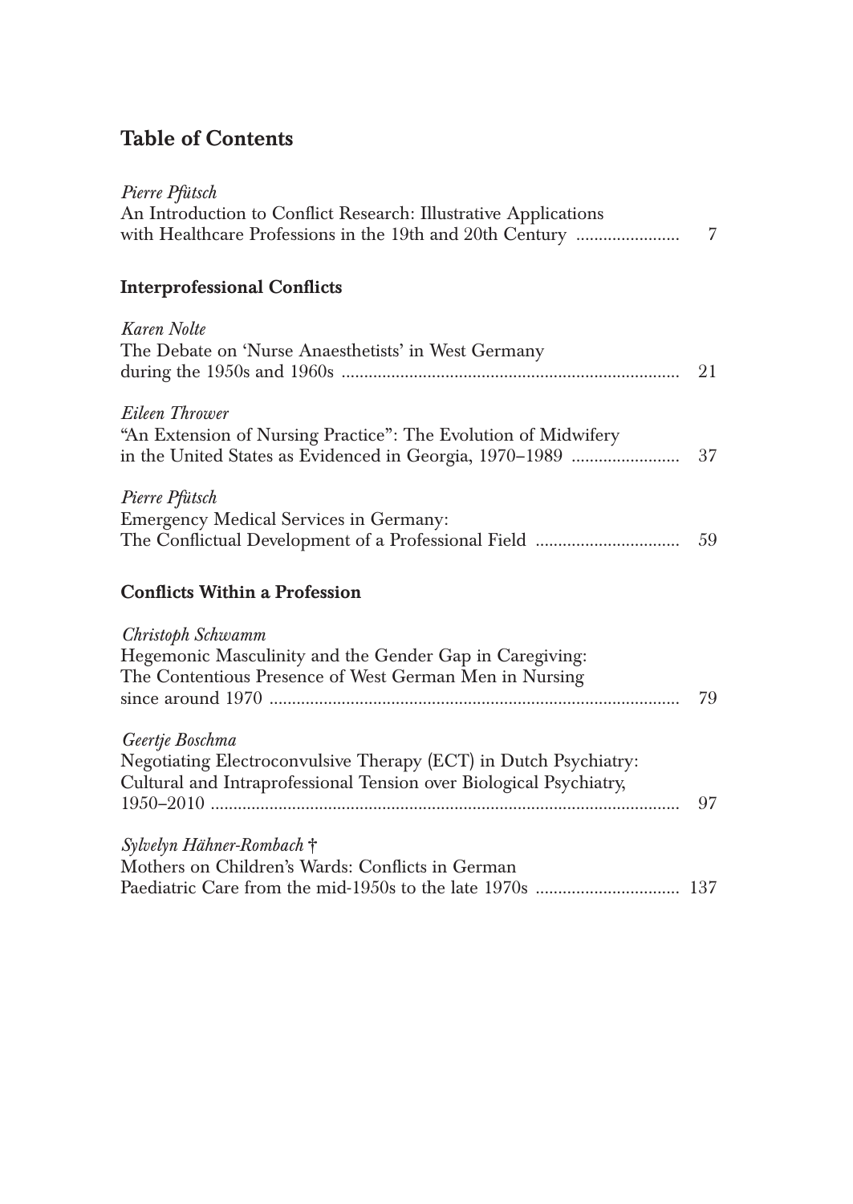# Table of Contents

*Pierre Pfütsch*
An Introduction to Conflict Research: Illustrative Applications with Healthcare Professions in the 19th and 20th Century ....................... 7

## Interprofessional Conflicts

*Karen Nolte*
The Debate on 'Nurse Anaesthetists' in West Germany during the 1950s and 1960s .......................................................................... 21

*Eileen Thrower*
"An Extension of Nursing Practice": The Evolution of Midwifery in the United States as Evidenced in Georgia, 1970–1989 ........................ 37

*Pierre Pfütsch*
Emergency Medical Services in Germany: The Conflictual Development of a Professional Field ................................ 59

## Conflicts Within a Profession

*Christoph Schwamm*
Hegemonic Masculinity and the Gender Gap in Caregiving: The Contentious Presence of West German Men in Nursing since around 1970 .......................................................................................... 79

*Geertje Boschma*
Negotiating Electroconvulsive Therapy (ECT) in Dutch Psychiatry: Cultural and Intraprofessional Tension over Biological Psychiatry, 1950–2010 ........................................................................................................ 97

*Sylvelyn Hähner-Rombach †*
Mothers on Children's Wards: Conflicts in German Paediatric Care from the mid-1950s to the late 1970s ................................ 137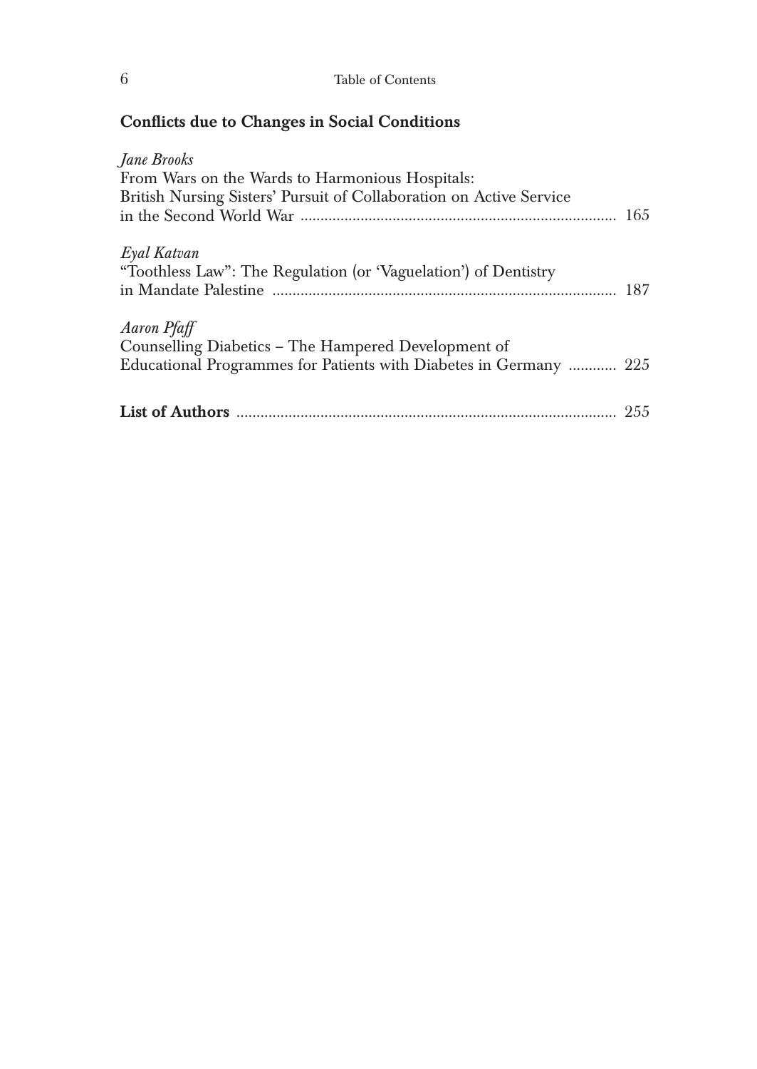## Conflicts due to Changes in Social Conditions

*Jane Brooks*
From Wars on the Wards to Harmonious Hospitals:
British Nursing Sisters' Pursuit of Collaboration on Active Service
in the Second World War ........................................ 165

*Eyal Katvan*
"Toothless Law": The Regulation (or 'Vaguelation') of Dentistry
in Mandate Palestine ........................................ 187

*Aaron Pfaff*
Counselling Diabetics – The Hampered Development of
Educational Programmes for Patients with Diabetes in Germany ........... 225

**List of Authors** ........................................ 255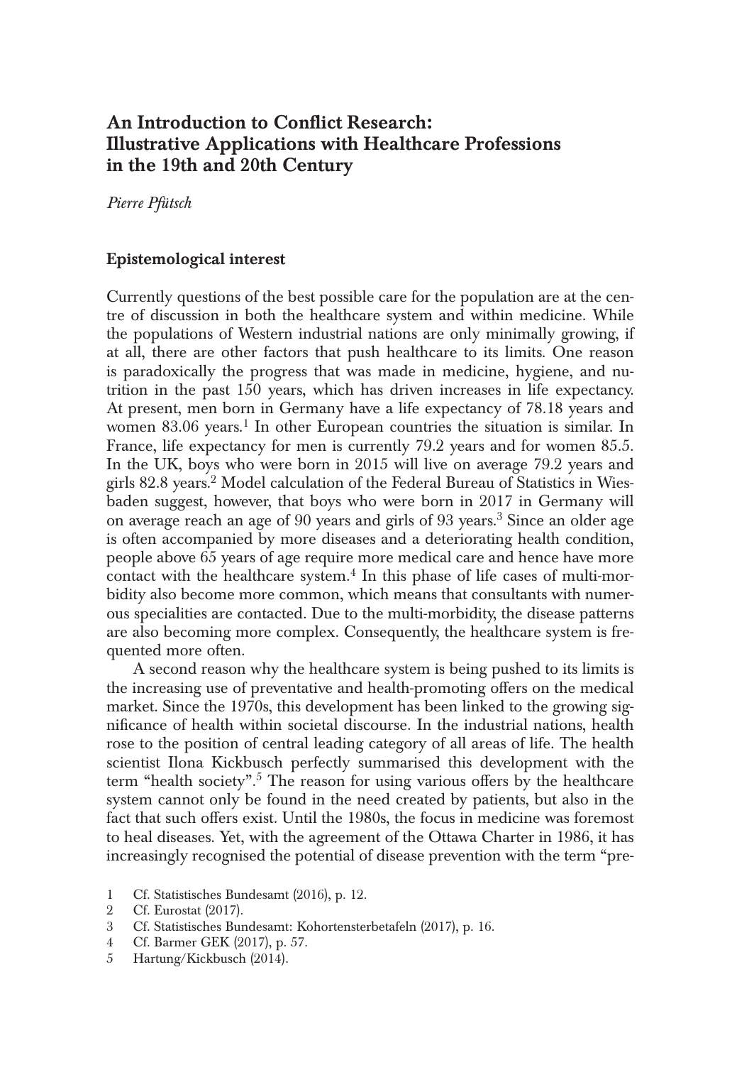# An Introduction to Conflict Research: Illustrative Applications with Healthcare Professions in the 19th and 20th Century

*Pierre Pfütsch*

## Epistemological interest

Currently questions of the best possible care for the population are at the centre of discussion in both the healthcare system and within medicine. While the populations of Western industrial nations are only minimally growing, if at all, there are other factors that push healthcare to its limits. One reason is paradoxically the progress that was made in medicine, hygiene, and nutrition in the past 150 years, which has driven increases in life expectancy. At present, men born in Germany have a life expectancy of 78.18 years and women 83.06 years.[1] In other European countries the situation is similar. In France, life expectancy for men is currently 79.2 years and for women 85.5. In the UK, boys who were born in 2015 will live on average 79.2 years and girls 82.8 years.[2] Model calculation of the Federal Bureau of Statistics in Wiesbaden suggest, however, that boys who were born in 2017 in Germany will on average reach an age of 90 years and girls of 93 years.[3] Since an older age is often accompanied by more diseases and a deteriorating health condition, people above 65 years of age require more medical care and hence have more contact with the healthcare system.[4] In this phase of life cases of multi-morbidity also become more common, which means that consultants with numerous specialities are contacted. Due to the multi-morbidity, the disease patterns are also becoming more complex. Consequently, the healthcare system is frequented more often.

A second reason why the healthcare system is being pushed to its limits is the increasing use of preventative and health-promoting offers on the medical market. Since the 1970s, this development has been linked to the growing significance of health within societal discourse. In the industrial nations, health rose to the position of central leading category of all areas of life. The health scientist Ilona Kickbusch perfectly summarised this development with the term "health society".[5] The reason for using various offers by the healthcare system cannot only be found in the need created by patients, but also in the fact that such offers exist. Until the 1980s, the focus in medicine was foremost to heal diseases. Yet, with the agreement of the Ottawa Charter in 1986, it has increasingly recognised the potential of disease prevention with the term "pre-

1 Cf. Statistisches Bundesamt (2016), p. 12.

2 Cf. Eurostat (2017).

3 Cf. Statistisches Bundesamt: Kohortensterbetafeln (2017), p. 16.

4 Cf. Barmer GEK (2017), p. 57.

5 Hartung/Kickbusch (2014).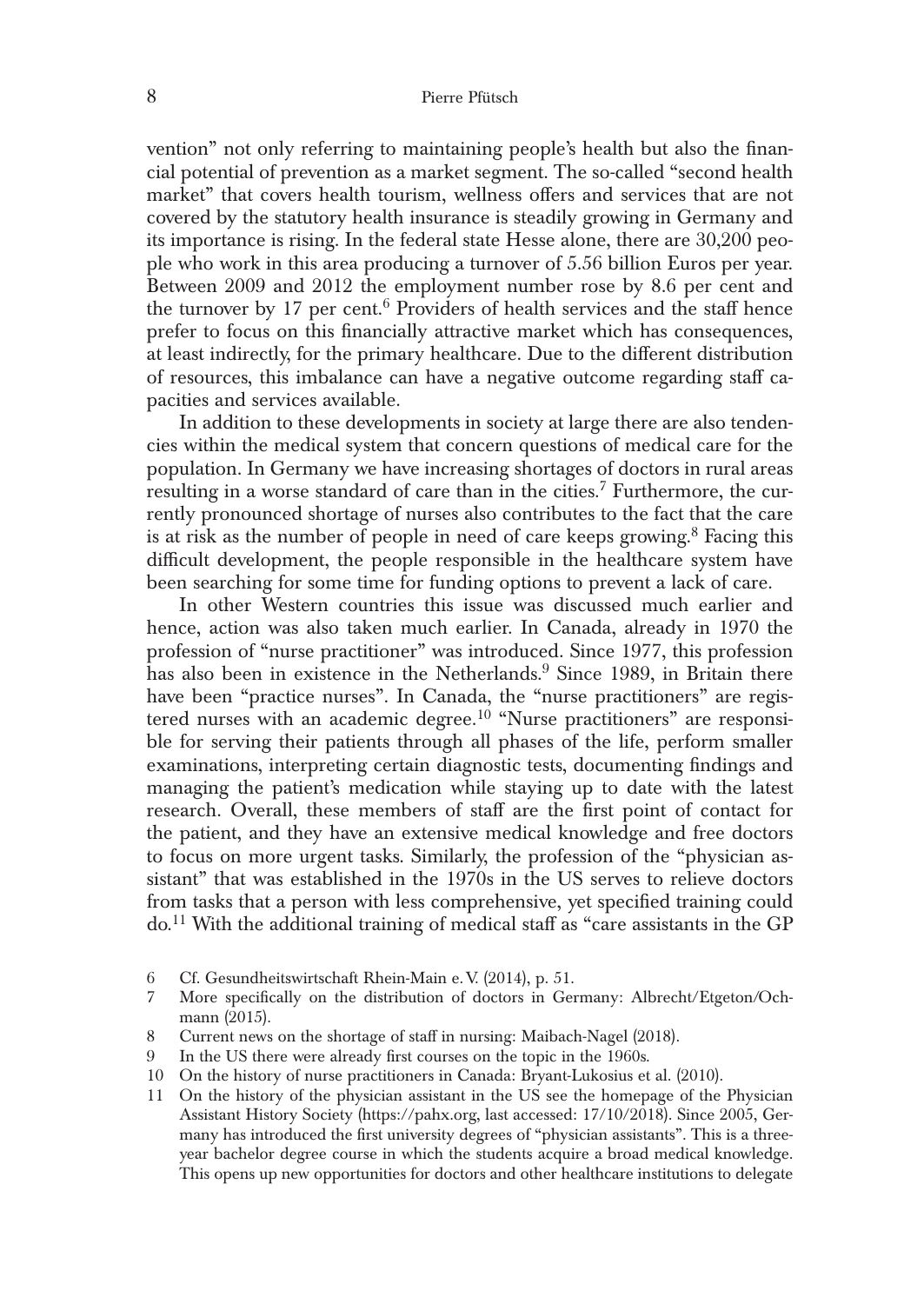vention" not only referring to maintaining people's health but also the financial potential of prevention as a market segment. The so-called "second health market" that covers health tourism, wellness offers and services that are not covered by the statutory health insurance is steadily growing in Germany and its importance is rising. In the federal state Hesse alone, there are 30,200 people who work in this area producing a turnover of 5.56 billion Euros per year. Between 2009 and 2012 the employment number rose by 8.6 per cent and the turnover by 17 per cent.[6] Providers of health services and the staff hence prefer to focus on this financially attractive market which has consequences, at least indirectly, for the primary healthcare. Due to the different distribution of resources, this imbalance can have a negative outcome regarding staff capacities and services available.

In addition to these developments in society at large there are also tendencies within the medical system that concern questions of medical care for the population. In Germany we have increasing shortages of doctors in rural areas resulting in a worse standard of care than in the cities.[7] Furthermore, the currently pronounced shortage of nurses also contributes to the fact that the care is at risk as the number of people in need of care keeps growing.[8] Facing this difficult development, the people responsible in the healthcare system have been searching for some time for funding options to prevent a lack of care.

In other Western countries this issue was discussed much earlier and hence, action was also taken much earlier. In Canada, already in 1970 the profession of "nurse practitioner" was introduced. Since 1977, this profession has also been in existence in the Netherlands.[9] Since 1989, in Britain there have been "practice nurses". In Canada, the "nurse practitioners" are registered nurses with an academic degree.[10] "Nurse practitioners" are responsible for serving their patients through all phases of the life, perform smaller examinations, interpreting certain diagnostic tests, documenting findings and managing the patient's medication while staying up to date with the latest research. Overall, these members of staff are the first point of contact for the patient, and they have an extensive medical knowledge and free doctors to focus on more urgent tasks. Similarly, the profession of the "physician assistant" that was established in the 1970s in the US serves to relieve doctors from tasks that a person with less comprehensive, yet specified training could do.[11] With the additional training of medical staff as "care assistants in the GP

6 Cf. Gesundheitswirtschaft Rhein-Main e.V. (2014), p. 51.

7 More specifically on the distribution of doctors in Germany: Albrecht/Etgeton/Ochmann (2015).

8 Current news on the shortage of staff in nursing: Maibach-Nagel (2018).

9 In the US there were already first courses on the topic in the 1960s.

10 On the history of nurse practitioners in Canada: Bryant-Lukosius et al. (2010).

11 On the history of the physician assistant in the US see the homepage of the Physician Assistant History Society (https://pahx.org, last accessed: 17/10/2018). Since 2005, Germany has introduced the first university degrees of "physician assistants". This is a three-year bachelor degree course in which the students acquire a broad medical knowledge. This opens up new opportunities for doctors and other healthcare institutions to delegate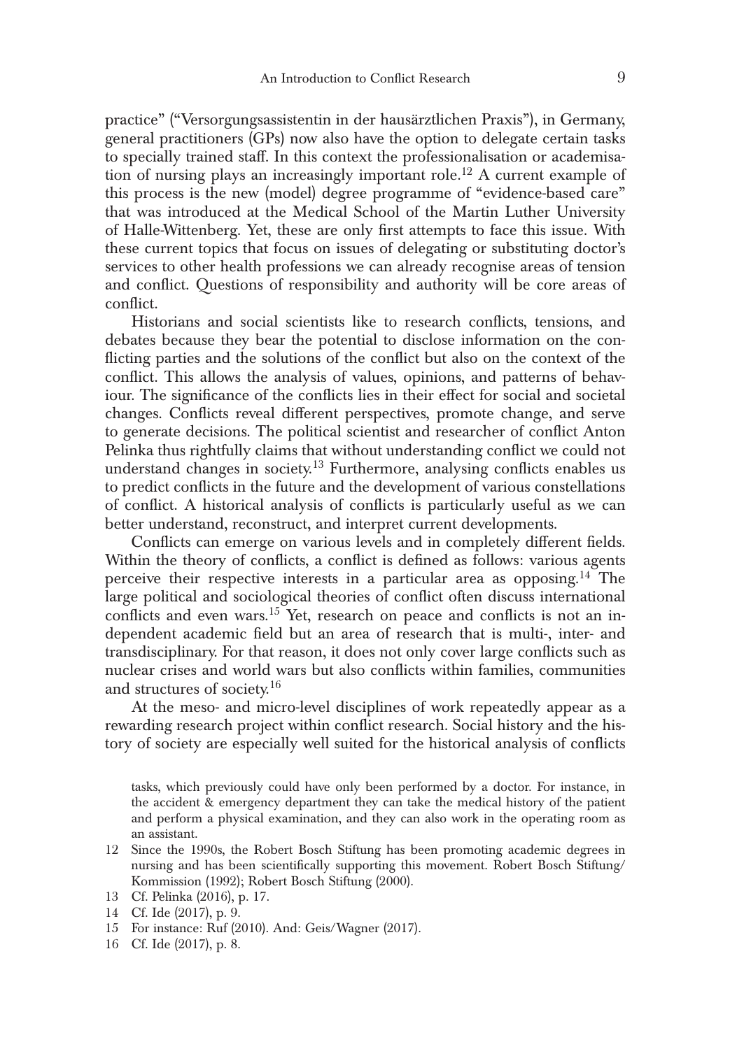practice" ("Versorgungsassistentin in der hausärztlichen Praxis"), in Germany, general practitioners (GPs) now also have the option to delegate certain tasks to specially trained staff. In this context the professionalisation or academisation of nursing plays an increasingly important role.[12] A current example of this process is the new (model) degree programme of "evidence-based care" that was introduced at the Medical School of the Martin Luther University of Halle-Wittenberg. Yet, these are only first attempts to face this issue. With these current topics that focus on issues of delegating or substituting doctor's services to other health professions we can already recognise areas of tension and conflict. Questions of responsibility and authority will be core areas of conflict.

Historians and social scientists like to research conflicts, tensions, and debates because they bear the potential to disclose information on the conflicting parties and the solutions of the conflict but also on the context of the conflict. This allows the analysis of values, opinions, and patterns of behaviour. The significance of the conflicts lies in their effect for social and societal changes. Conflicts reveal different perspectives, promote change, and serve to generate decisions. The political scientist and researcher of conflict Anton Pelinka thus rightfully claims that without understanding conflict we could not understand changes in society.[13] Furthermore, analysing conflicts enables us to predict conflicts in the future and the development of various constellations of conflict. A historical analysis of conflicts is particularly useful as we can better understand, reconstruct, and interpret current developments.

Conflicts can emerge on various levels and in completely different fields. Within the theory of conflicts, a conflict is defined as follows: various agents perceive their respective interests in a particular area as opposing.[14] The large political and sociological theories of conflict often discuss international conflicts and even wars.[15] Yet, research on peace and conflicts is not an independent academic field but an area of research that is multi-, inter- and transdisciplinary. For that reason, it does not only cover large conflicts such as nuclear crises and world wars but also conflicts within families, communities and structures of society.[16]

At the meso- and micro-level disciplines of work repeatedly appear as a rewarding research project within conflict research. Social history and the history of society are especially well suited for the historical analysis of conflicts

tasks, which previously could have only been performed by a doctor. For instance, in the accident & emergency department they can take the medical history of the patient and perform a physical examination, and they can also work in the operating room as an assistant.

12 Since the 1990s, the Robert Bosch Stiftung has been promoting academic degrees in nursing and has been scientifically supporting this movement. Robert Bosch Stiftung/Kommission (1992); Robert Bosch Stiftung (2000).

13 Cf. Pelinka (2016), p. 17.

14 Cf. Ide (2017), p. 9.

15 For instance: Ruf (2010). And: Geis/Wagner (2017).

16 Cf. Ide (2017), p. 8.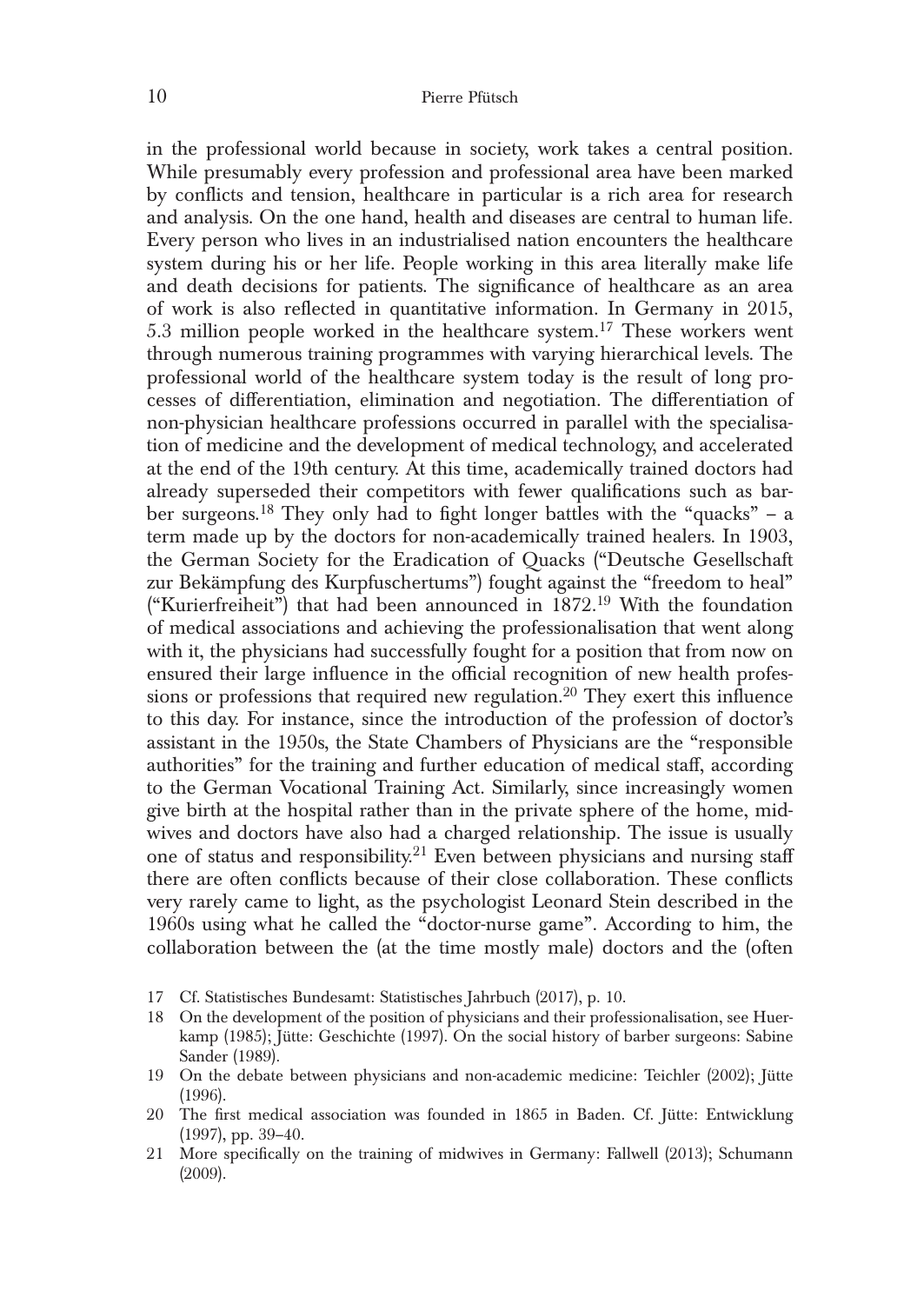in the professional world because in society, work takes a central position. While presumably every profession and professional area have been marked by conflicts and tension, healthcare in particular is a rich area for research and analysis. On the one hand, health and diseases are central to human life. Every person who lives in an industrialised nation encounters the healthcare system during his or her life. People working in this area literally make life and death decisions for patients. The significance of healthcare as an area of work is also reflected in quantitative information. In Germany in 2015, 5.3 million people worked in the healthcare system.[17] These workers went through numerous training programmes with varying hierarchical levels. The professional world of the healthcare system today is the result of long processes of differentiation, elimination and negotiation. The differentiation of non-physician healthcare professions occurred in parallel with the specialisation of medicine and the development of medical technology, and accelerated at the end of the 19th century. At this time, academically trained doctors had already superseded their competitors with fewer qualifications such as barber surgeons.[18] They only had to fight longer battles with the "quacks" – a term made up by the doctors for non-academically trained healers. In 1903, the German Society for the Eradication of Quacks ("Deutsche Gesellschaft zur Bekämpfung des Kurpfuschertums") fought against the "freedom to heal" ("Kurierfreiheit") that had been announced in 1872.[19] With the foundation of medical associations and achieving the professionalisation that went along with it, the physicians had successfully fought for a position that from now on ensured their large influence in the official recognition of new health professions or professions that required new regulation.[20] They exert this influence to this day. For instance, since the introduction of the profession of doctor's assistant in the 1950s, the State Chambers of Physicians are the "responsible authorities" for the training and further education of medical staff, according to the German Vocational Training Act. Similarly, since increasingly women give birth at the hospital rather than in the private sphere of the home, midwives and doctors have also had a charged relationship. The issue is usually one of status and responsibility.[21] Even between physicians and nursing staff there are often conflicts because of their close collaboration. These conflicts very rarely came to light, as the psychologist Leonard Stein described in the 1960s using what he called the "doctor-nurse game". According to him, the collaboration between the (at the time mostly male) doctors and the (often

17 Cf. Statistisches Bundesamt: Statistisches Jahrbuch (2017), p. 10.

18 On the development of the position of physicians and their professionalisation, see Huerkamp (1985); Jütte: Geschichte (1997). On the social history of barber surgeons: Sabine Sander (1989).

19 On the debate between physicians and non-academic medicine: Teichler (2002); Jütte (1996).

20 The first medical association was founded in 1865 in Baden. Cf. Jütte: Entwicklung (1997), pp. 39–40.

21 More specifically on the training of midwives in Germany: Fallwell (2013); Schumann (2009).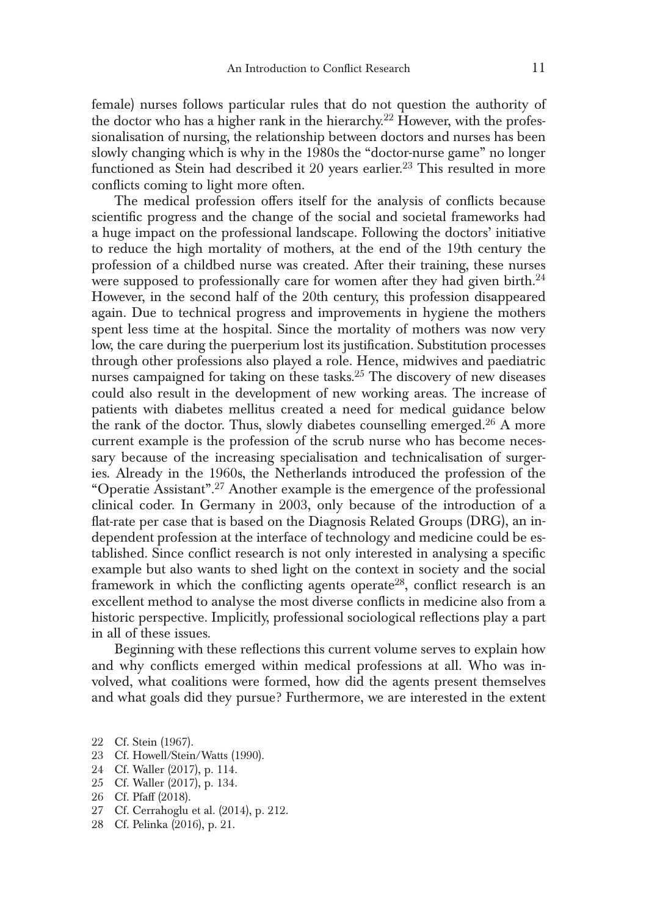female) nurses follows particular rules that do not question the authority of the doctor who has a higher rank in the hierarchy.[22] However, with the professionalisation of nursing, the relationship between doctors and nurses has been slowly changing which is why in the 1980s the "doctor-nurse game" no longer functioned as Stein had described it 20 years earlier.[23] This resulted in more conflicts coming to light more often.

The medical profession offers itself for the analysis of conflicts because scientific progress and the change of the social and societal frameworks had a huge impact on the professional landscape. Following the doctors' initiative to reduce the high mortality of mothers, at the end of the 19th century the profession of a childbed nurse was created. After their training, these nurses were supposed to professionally care for women after they had given birth.[24] However, in the second half of the 20th century, this profession disappeared again. Due to technical progress and improvements in hygiene the mothers spent less time at the hospital. Since the mortality of mothers was now very low, the care during the puerperium lost its justification. Substitution processes through other professions also played a role. Hence, midwives and paediatric nurses campaigned for taking on these tasks.[25] The discovery of new diseases could also result in the development of new working areas. The increase of patients with diabetes mellitus created a need for medical guidance below the rank of the doctor. Thus, slowly diabetes counselling emerged.[26] A more current example is the profession of the scrub nurse who has become necessary because of the increasing specialisation and technicalisation of surgeries. Already in the 1960s, the Netherlands introduced the profession of the "Operatie Assistant".[27] Another example is the emergence of the professional clinical coder. In Germany in 2003, only because of the introduction of a flat-rate per case that is based on the Diagnosis Related Groups (DRG), an independent profession at the interface of technology and medicine could be established. Since conflict research is not only interested in analysing a specific example but also wants to shed light on the context in society and the social framework in which the conflicting agents operate[28], conflict research is an excellent method to analyse the most diverse conflicts in medicine also from a historic perspective. Implicitly, professional sociological reflections play a part in all of these issues.

Beginning with these reflections this current volume serves to explain how and why conflicts emerged within medical professions at all. Who was involved, what coalitions were formed, how did the agents present themselves and what goals did they pursue? Furthermore, we are interested in the extent

22 Cf. Stein (1967).
23 Cf. Howell/Stein/Watts (1990).
24 Cf. Waller (2017), p. 114.
25 Cf. Waller (2017), p. 134.
26 Cf. Pfaff (2018).
27 Cf. Cerrahoglu et al. (2014), p. 212.
28 Cf. Pelinka (2016), p. 21.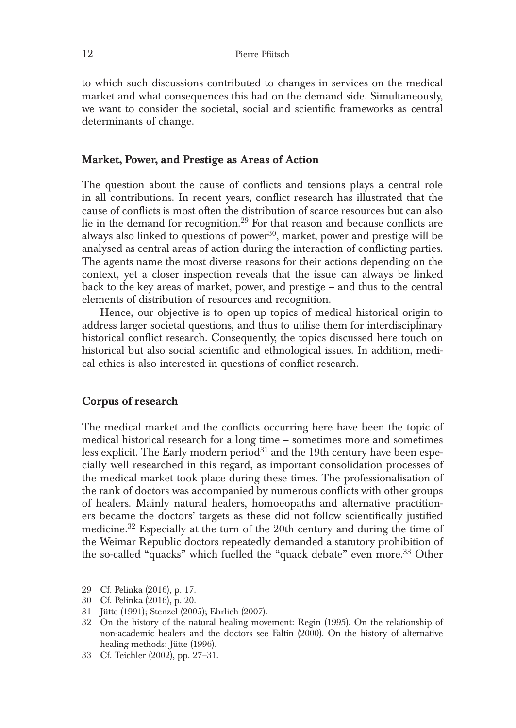to which such discussions contributed to changes in services on the medical market and what consequences this had on the demand side. Simultaneously, we want to consider the societal, social and scientific frameworks as central determinants of change.

## Market, Power, and Prestige as Areas of Action

The question about the cause of conflicts and tensions plays a central role in all contributions. In recent years, conflict research has illustrated that the cause of conflicts is most often the distribution of scarce resources but can also lie in the demand for recognition.[29] For that reason and because conflicts are always also linked to questions of power[30], market, power and prestige will be analysed as central areas of action during the interaction of conflicting parties. The agents name the most diverse reasons for their actions depending on the context, yet a closer inspection reveals that the issue can always be linked back to the key areas of market, power, and prestige – and thus to the central elements of distribution of resources and recognition.

Hence, our objective is to open up topics of medical historical origin to address larger societal questions, and thus to utilise them for interdisciplinary historical conflict research. Consequently, the topics discussed here touch on historical but also social scientific and ethnological issues. In addition, medical ethics is also interested in questions of conflict research.

## Corpus of research

The medical market and the conflicts occurring here have been the topic of medical historical research for a long time – sometimes more and sometimes less explicit. The Early modern period[31] and the 19th century have been especially well researched in this regard, as important consolidation processes of the medical market took place during these times. The professionalisation of the rank of doctors was accompanied by numerous conflicts with other groups of healers. Mainly natural healers, homoeopaths and alternative practitioners became the doctors' targets as these did not follow scientifically justified medicine.[32] Especially at the turn of the 20th century and during the time of the Weimar Republic doctors repeatedly demanded a statutory prohibition of the so-called "quacks" which fuelled the "quack debate" even more.[33] Other

29 Cf. Pelinka (2016), p. 17.
30 Cf. Pelinka (2016), p. 20.
31 Jütte (1991); Stenzel (2005); Ehrlich (2007).
32 On the history of the natural healing movement: Regin (1995). On the relationship of non-academic healers and the doctors see Faltin (2000). On the history of alternative healing methods: Jütte (1996).
33 Cf. Teichler (2002), pp. 27–31.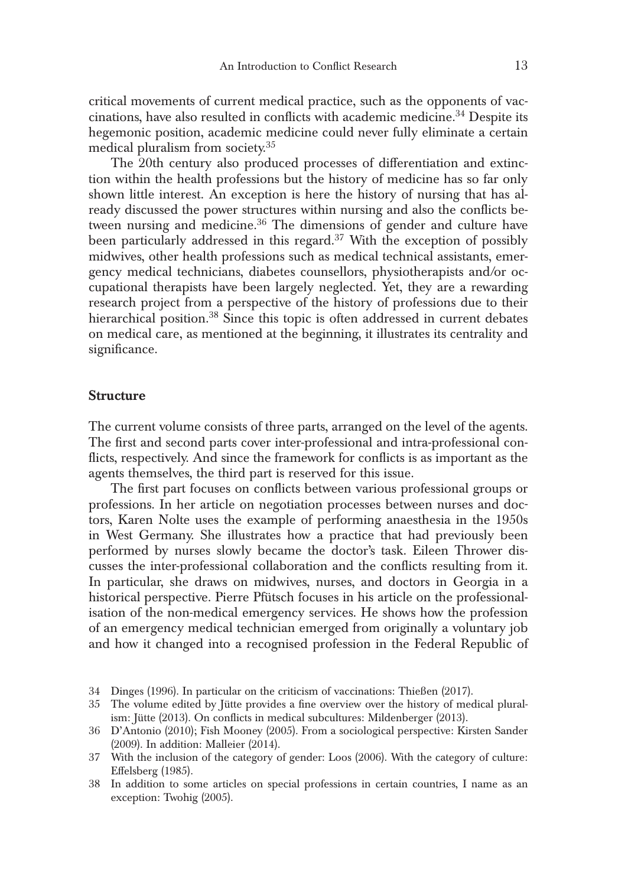critical movements of current medical practice, such as the opponents of vaccinations, have also resulted in conflicts with academic medicine.[34] Despite its hegemonic position, academic medicine could never fully eliminate a certain medical pluralism from society.[35]

The 20th century also produced processes of differentiation and extinction within the health professions but the history of medicine has so far only shown little interest. An exception is here the history of nursing that has already discussed the power structures within nursing and also the conflicts between nursing and medicine.[36] The dimensions of gender and culture have been particularly addressed in this regard.[37] With the exception of possibly midwives, other health professions such as medical technical assistants, emergency medical technicians, diabetes counsellors, physiotherapists and/or occupational therapists have been largely neglected. Yet, they are a rewarding research project from a perspective of the history of professions due to their hierarchical position.[38] Since this topic is often addressed in current debates on medical care, as mentioned at the beginning, it illustrates its centrality and significance.

## Structure

The current volume consists of three parts, arranged on the level of the agents. The first and second parts cover inter-professional and intra-professional conflicts, respectively. And since the framework for conflicts is as important as the agents themselves, the third part is reserved for this issue.

The first part focuses on conflicts between various professional groups or professions. In her article on negotiation processes between nurses and doctors, Karen Nolte uses the example of performing anaesthesia in the 1950s in West Germany. She illustrates how a practice that had previously been performed by nurses slowly became the doctor's task. Eileen Thrower discusses the inter-professional collaboration and the conflicts resulting from it. In particular, she draws on midwives, nurses, and doctors in Georgia in a historical perspective. Pierre Pfütsch focuses in his article on the professionalisation of the non-medical emergency services. He shows how the profession of an emergency medical technician emerged from originally a voluntary job and how it changed into a recognised profession in the Federal Republic of

34 Dinges (1996). In particular on the criticism of vaccinations: Thießen (2017).

35 The volume edited by Jütte provides a fine overview over the history of medical pluralism: Jütte (2013). On conflicts in medical subcultures: Mildenberger (2013).

36 D'Antonio (2010); Fish Mooney (2005). From a sociological perspective: Kirsten Sander (2009). In addition: Malleier (2014).

37 With the inclusion of the category of gender: Loos (2006). With the category of culture: Effelsberg (1985).

38 In addition to some articles on special professions in certain countries, I name as an exception: Twohig (2005).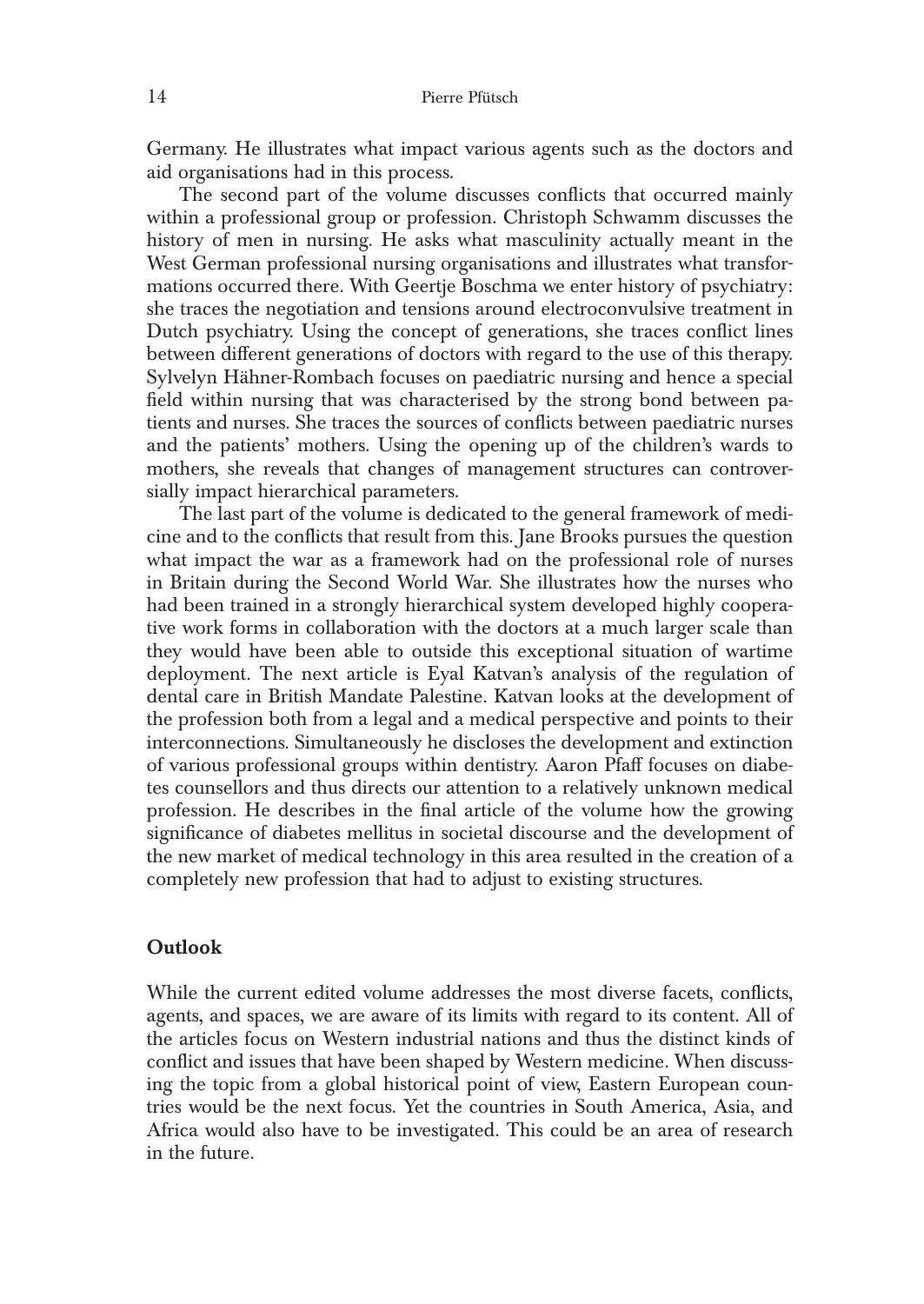Germany. He illustrates what impact various agents such as the doctors and aid organisations had in this process.

The second part of the volume discusses conflicts that occurred mainly within a professional group or profession. Christoph Schwamm discusses the history of men in nursing. He asks what masculinity actually meant in the West German professional nursing organisations and illustrates what transformations occurred there. With Geertje Boschma we enter history of psychiatry: she traces the negotiation and tensions around electroconvulsive treatment in Dutch psychiatry. Using the concept of generations, she traces conflict lines between different generations of doctors with regard to the use of this therapy. Sylvelyn Hähner-Rombach focuses on paediatric nursing and hence a special field within nursing that was characterised by the strong bond between patients and nurses. She traces the sources of conflicts between paediatric nurses and the patients' mothers. Using the opening up of the children's wards to mothers, she reveals that changes of management structures can controversially impact hierarchical parameters.

The last part of the volume is dedicated to the general framework of medicine and to the conflicts that result from this. Jane Brooks pursues the question what impact the war as a framework had on the professional role of nurses in Britain during the Second World War. She illustrates how the nurses who had been trained in a strongly hierarchical system developed highly cooperative work forms in collaboration with the doctors at a much larger scale than they would have been able to outside this exceptional situation of wartime deployment. The next article is Eyal Katvan's analysis of the regulation of dental care in British Mandate Palestine. Katvan looks at the development of the profession both from a legal and a medical perspective and points to their interconnections. Simultaneously he discloses the development and extinction of various professional groups within dentistry. Aaron Pfaff focuses on diabetes counsellors and thus directs our attention to a relatively unknown medical profession. He describes in the final article of the volume how the growing significance of diabetes mellitus in societal discourse and the development of the new market of medical technology in this area resulted in the creation of a completely new profession that had to adjust to existing structures.

## Outlook

While the current edited volume addresses the most diverse facets, conflicts, agents, and spaces, we are aware of its limits with regard to its content. All of the articles focus on Western industrial nations and thus the distinct kinds of conflict and issues that have been shaped by Western medicine. When discussing the topic from a global historical point of view, Eastern European countries would be the next focus. Yet the countries in South America, Asia, and Africa would also have to be investigated. This could be an area of research in the future.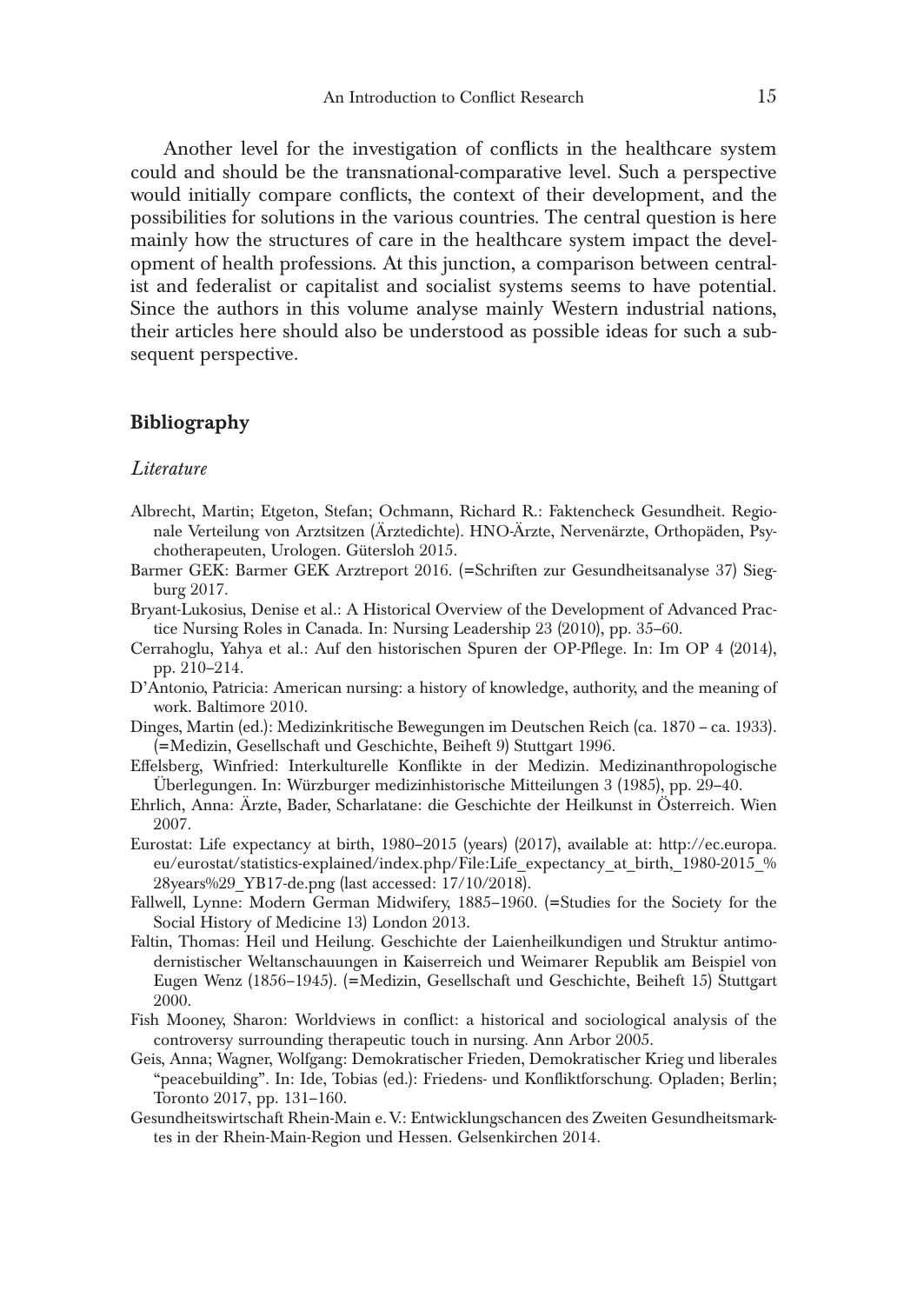Another level for the investigation of conflicts in the healthcare system could and should be the transnational-comparative level. Such a perspective would initially compare conflicts, the context of their development, and the possibilities for solutions in the various countries. The central question is here mainly how the structures of care in the healthcare system impact the development of health professions. At this junction, a comparison between centralist and federalist or capitalist and socialist systems seems to have potential. Since the authors in this volume analyse mainly Western industrial nations, their articles here should also be understood as possible ideas for such a subsequent perspective.

## Bibliography

### *Literature*

Albrecht, Martin; Etgeton, Stefan; Ochmann, Richard R.: Faktencheck Gesundheit. Regionale Verteilung von Arztsitzen (Ärztedichte). HNO-Ärzte, Nervenärzte, Orthopäden, Psychotherapeuten, Urologen. Gütersloh 2015.

Barmer GEK: Barmer GEK Arztreport 2016. (=Schriften zur Gesundheitsanalyse 37) Siegburg 2017.

Bryant-Lukosius, Denise et al.: A Historical Overview of the Development of Advanced Practice Nursing Roles in Canada. In: Nursing Leadership 23 (2010), pp. 35–60.

Cerrahoglu, Yahya et al.: Auf den historischen Spuren der OP-Pflege. In: Im OP 4 (2014), pp. 210–214.

D'Antonio, Patricia: American nursing: a history of knowledge, authority, and the meaning of work. Baltimore 2010.

Dinges, Martin (ed.): Medizinkritische Bewegungen im Deutschen Reich (ca. 1870 – ca. 1933). (=Medizin, Gesellschaft und Geschichte, Beiheft 9) Stuttgart 1996.

Effelsberg, Winfried: Interkulturelle Konflikte in der Medizin. Medizinanthropologische Überlegungen. In: Würzburger medizinhistorische Mitteilungen 3 (1985), pp. 29–40.

Ehrlich, Anna: Ärzte, Bader, Scharlatane: die Geschichte der Heilkunst in Österreich. Wien 2007.

Eurostat: Life expectancy at birth, 1980–2015 (years) (2017), available at: http://ec.europa.eu/eurostat/statistics-explained/index.php/File:Life_expectancy_at_birth,_1980-2015_%28years%29_YB17-de.png (last accessed: 17/10/2018).

Fallwell, Lynne: Modern German Midwifery, 1885–1960. (=Studies for the Society for the Social History of Medicine 13) London 2013.

Faltin, Thomas: Heil und Heilung. Geschichte der Laienheilkundigen und Struktur antimodernistischer Weltanschauungen in Kaiserreich und Weimarer Republik am Beispiel von Eugen Wenz (1856–1945). (=Medizin, Gesellschaft und Geschichte, Beiheft 15) Stuttgart 2000.

Fish Mooney, Sharon: Worldviews in conflict: a historical and sociological analysis of the controversy surrounding therapeutic touch in nursing. Ann Arbor 2005.

Geis, Anna; Wagner, Wolfgang: Demokratischer Frieden, Demokratischer Krieg und liberales "peacebuilding". In: Ide, Tobias (ed.): Friedens- und Konfliktforschung. Opladen; Berlin; Toronto 2017, pp. 131–160.

Gesundheitswirtschaft Rhein-Main e.V.: Entwicklungschancen des Zweiten Gesundheitsmarktes in der Rhein-Main-Region und Hessen. Gelsenkirchen 2014.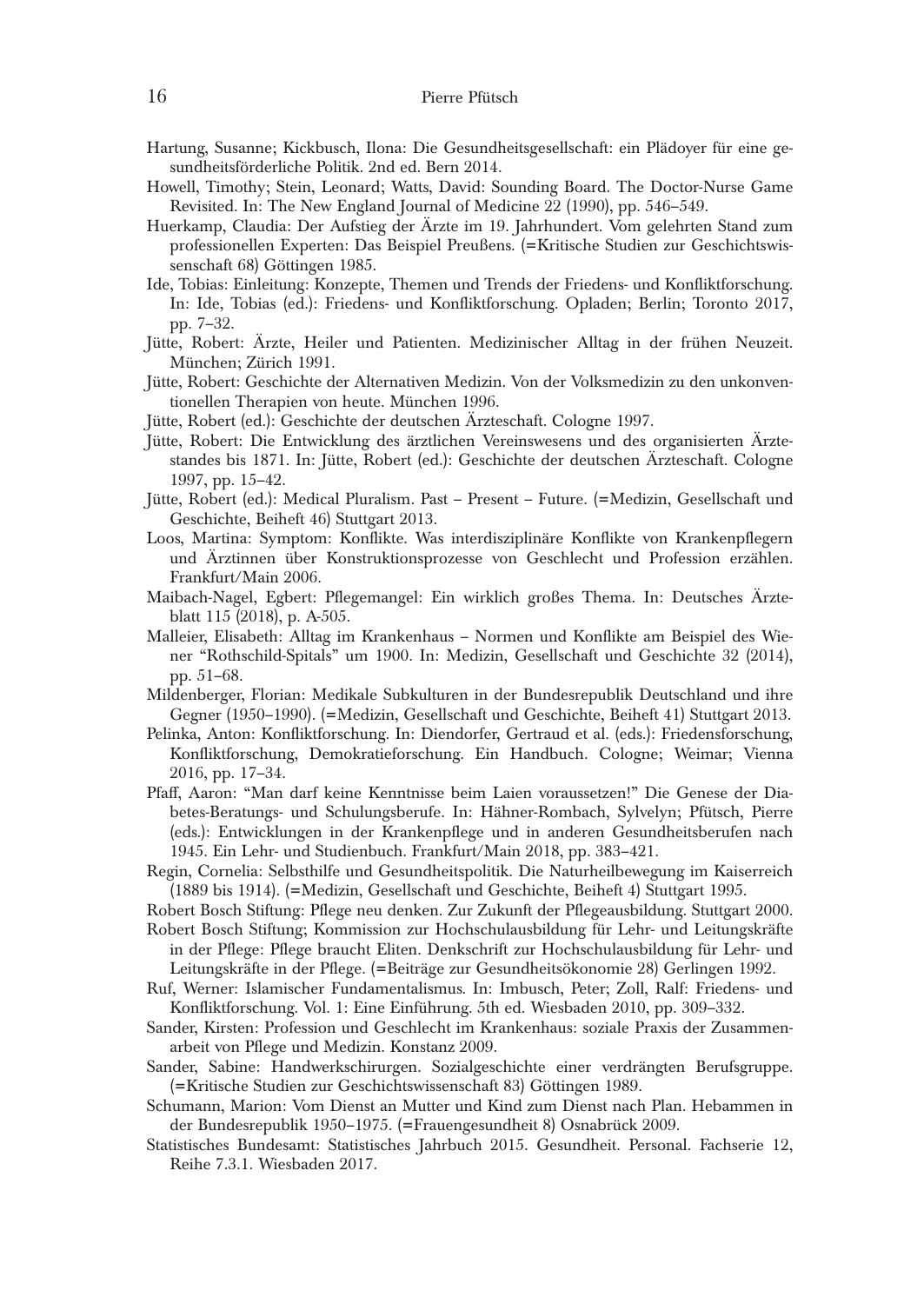Hartung, Susanne; Kickbusch, Ilona: Die Gesundheitsgesellschaft: ein Plädoyer für eine gesundheitsförderliche Politik. 2nd ed. Bern 2014.

Howell, Timothy; Stein, Leonard; Watts, David: Sounding Board. The Doctor-Nurse Game Revisited. In: The New England Journal of Medicine 22 (1990), pp. 546–549.

Huerkamp, Claudia: Der Aufstieg der Ärzte im 19. Jahrhundert. Vom gelehrten Stand zum professionellen Experten: Das Beispiel Preußens. (=Kritische Studien zur Geschichtswissenschaft 68) Göttingen 1985.

Ide, Tobias: Einleitung: Konzepte, Themen und Trends der Friedens- und Konfliktforschung. In: Ide, Tobias (ed.): Friedens- und Konfliktforschung. Opladen; Berlin; Toronto 2017, pp. 7–32.

Jütte, Robert: Ärzte, Heiler und Patienten. Medizinischer Alltag in der frühen Neuzeit. München; Zürich 1991.

Jütte, Robert: Geschichte der Alternativen Medizin. Von der Volksmedizin zu den unkonventionellen Therapien von heute. München 1996.

Jütte, Robert (ed.): Geschichte der deutschen Ärzteschaft. Cologne 1997.

Jütte, Robert: Die Entwicklung des ärztlichen Vereinswesens und des organisierten Ärztestandes bis 1871. In: Jütte, Robert (ed.): Geschichte der deutschen Ärzteschaft. Cologne 1997, pp. 15–42.

Jütte, Robert (ed.): Medical Pluralism. Past – Present – Future. (=Medizin, Gesellschaft und Geschichte, Beiheft 46) Stuttgart 2013.

Loos, Martina: Symptom: Konflikte. Was interdisziplinäre Konflikte von Krankenpflegern und Ärztinnen über Konstruktionsprozesse von Geschlecht und Profession erzählen. Frankfurt/Main 2006.

Maibach-Nagel, Egbert: Pflegemangel: Ein wirklich großes Thema. In: Deutsches Ärzteblatt 115 (2018), p. A-505.

Malleier, Elisabeth: Alltag im Krankenhaus – Normen und Konflikte am Beispiel des Wiener "Rothschild-Spitals" um 1900. In: Medizin, Gesellschaft und Geschichte 32 (2014), pp. 51–68.

Mildenberger, Florian: Medikale Subkulturen in der Bundesrepublik Deutschland und ihre Gegner (1950–1990). (=Medizin, Gesellschaft und Geschichte, Beiheft 41) Stuttgart 2013.

Pelinka, Anton: Konfliktforschung. In: Diendorfer, Gertraud et al. (eds.): Friedensforschung, Konfliktforschung, Demokratieforschung. Ein Handbuch. Cologne; Weimar; Vienna 2016, pp. 17–34.

Pfaff, Aaron: "Man darf keine Kenntnisse beim Laien voraussetzen!" Die Genese der Diabetes-Beratungs- und Schulungsberufe. In: Hähner-Rombach, Sylvelyn; Pfütsch, Pierre (eds.): Entwicklungen in der Krankenpflege und in anderen Gesundheitsberufen nach 1945. Ein Lehr- und Studienbuch. Frankfurt/Main 2018, pp. 383–421.

Regin, Cornelia: Selbsthilfe und Gesundheitspolitik. Die Naturheilbewegung im Kaiserreich (1889 bis 1914). (=Medizin, Gesellschaft und Geschichte, Beiheft 4) Stuttgart 1995.

Robert Bosch Stiftung: Pflege neu denken. Zur Zukunft der Pflegeausbildung. Stuttgart 2000.

Robert Bosch Stiftung; Kommission zur Hochschulausbildung für Lehr- und Leitungskräfte in der Pflege: Pflege braucht Eliten. Denkschrift zur Hochschulausbildung für Lehr- und Leitungskräfte in der Pflege. (=Beiträge zur Gesundheitsökonomie 28) Gerlingen 1992.

Ruf, Werner: Islamischer Fundamentalismus. In: Imbusch, Peter; Zoll, Ralf: Friedens- und Konfliktforschung. Vol. 1: Eine Einführung. 5th ed. Wiesbaden 2010, pp. 309–332.

Sander, Kirsten: Profession und Geschlecht im Krankenhaus: soziale Praxis der Zusammenarbeit von Pflege und Medizin. Konstanz 2009.

Sander, Sabine: Handwerkschirurgen. Sozialgeschichte einer verdrängten Berufsgruppe. (=Kritische Studien zur Geschichtswissenschaft 83) Göttingen 1989.

Schumann, Marion: Vom Dienst an Mutter und Kind zum Dienst nach Plan. Hebammen in der Bundesrepublik 1950–1975. (=Frauengesundheit 8) Osnabrück 2009.

Statistisches Bundesamt: Statistisches Jahrbuch 2015. Gesundheit. Personal. Fachserie 12, Reihe 7.3.1. Wiesbaden 2017.